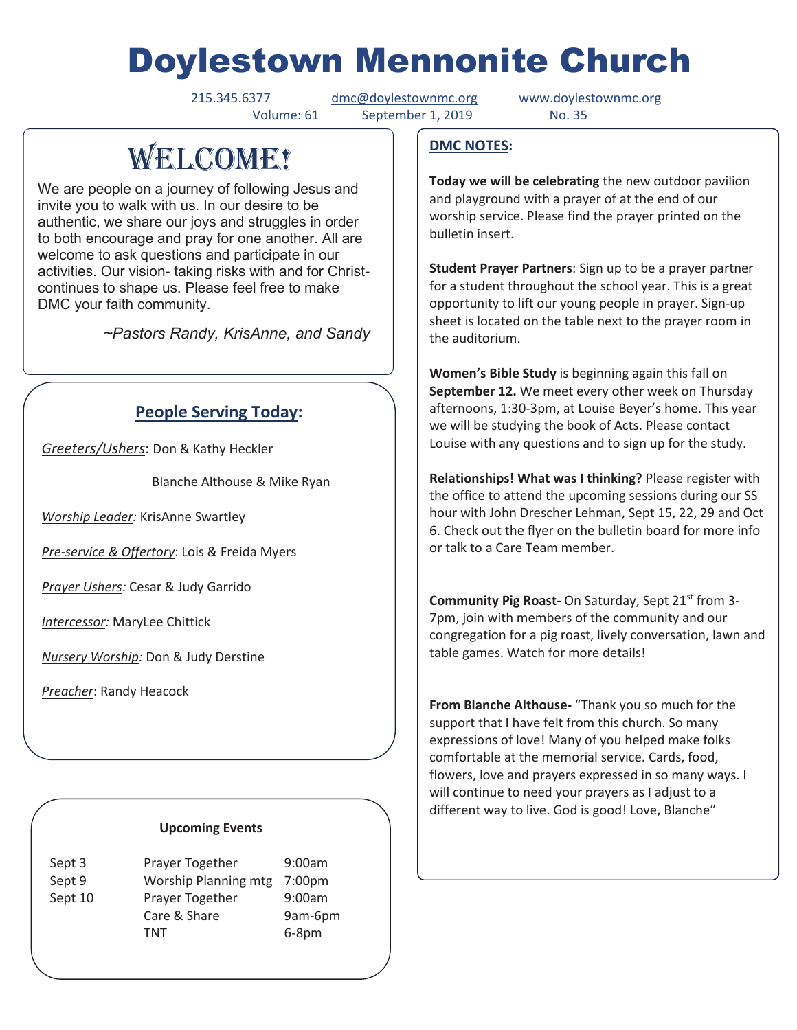# Doylestown Mennonite Church

215.345.6377 dmc@doylestownmc.org www.doylestownmc.org

Volume: 61 September 1, 2019 No. 35

## WELCOME!

We are people on a journey of following Jesus and invite you to walk with us. In our desire to be authentic, we share our joys and struggles in order to both encourage and pray for one another. All are welcome to ask questions and participate in our activities. Our vision- taking risks with and for Christ- continues to shape us. Please feel free to make DMC your faith community.

*~Pastors Randy, KrisAnne, and Sandy*

## People Serving Today:

*Greeters/Ushers*: Don & Kathy Heckler

Blanche Althouse & Mike Ryan

*Worship Leader:* KrisAnne Swartley

*Pre-service & Offertory*: Lois & Freida Myers

*Prayer Ushers:* Cesar & Judy Garrido

*Intercessor:* MaryLee Chittick

*Nursery Worship:* Don & Judy Derstine

*Preacher*: Randy Heacock

### Upcoming Events

| | | |
|---|---|---|
| Sept 3 | Prayer Together | 9:00am |
| Sept 9 | Worship Planning mtg | 7:00pm |
| Sept 10 | Prayer Together | 9:00am |
| | Care & Share | 9am-6pm |
| | TNT | 6-8pm |

## DMC NOTES:

**Today we will be celebrating** the new outdoor pavilion and playground with a prayer of at the end of our worship service. Please find the prayer printed on the bulletin insert.

**Student Prayer Partners**: Sign up to be a prayer partner for a student throughout the school year. This is a great opportunity to lift our young people in prayer. Sign-up sheet is located on the table next to the prayer room in the auditorium.

**Women's Bible Study** is beginning again this fall on **September 12.** We meet every other week on Thursday afternoons, 1:30-3pm, at Louise Beyer's home. This year we will be studying the book of Acts. Please contact Louise with any questions and to sign up for the study.

**Relationships! What was I thinking?** Please register with the office to attend the upcoming sessions during our SS hour with John Drescher Lehman, Sept 15, 22, 29 and Oct 6. Check out the flyer on the bulletin board for more info or talk to a Care Team member.

**Community Pig Roast-** On Saturday, Sept 21st from 3-7pm, join with members of the community and our congregation for a pig roast, lively conversation, lawn and table games. Watch for more details!

**From Blanche Althouse-** "Thank you so much for the support that I have felt from this church. So many expressions of love! Many of you helped make folks comfortable at the memorial service. Cards, food, flowers, love and prayers expressed in so many ways. I will continue to need your prayers as I adjust to a different way to live. God is good! Love, Blanche"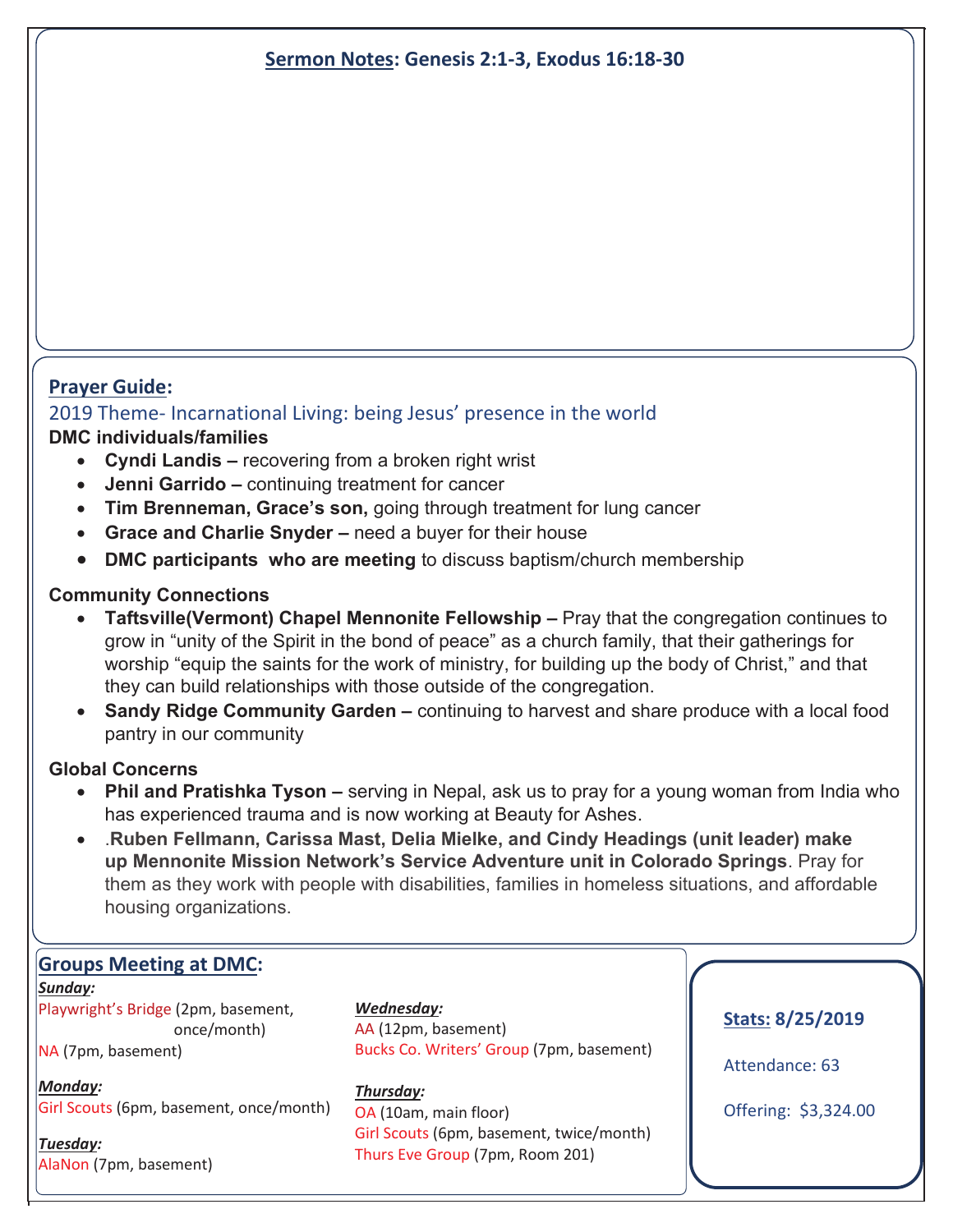## Sermon Notes: Genesis 2:1-3, Exodus 16:18-30

## Prayer Guide:

2019 Theme- Incarnational Living: being Jesus' presence in the world

**DMC individuals/families**

- **Cyndi Landis –** recovering from a broken right wrist
- **Jenni Garrido –** continuing treatment for cancer
- **Tim Brenneman, Grace's son,** going through treatment for lung cancer
- **Grace and Charlie Snyder –** need a buyer for their house
- **DMC participants who are meeting** to discuss baptism/church membership

**Community Connections**

- **Taftsville(Vermont) Chapel Mennonite Fellowship –** Pray that the congregation continues to grow in "unity of the Spirit in the bond of peace" as a church family, that their gatherings for worship "equip the saints for the work of ministry, for building up the body of Christ," and that they can build relationships with those outside of the congregation.
- **Sandy Ridge Community Garden –** continuing to harvest and share produce with a local food pantry in our community

**Global Concerns**

- **Phil and Pratishka Tyson –** serving in Nepal, ask us to pray for a young woman from India who has experienced trauma and is now working at Beauty for Ashes.
- .**Ruben Fellmann, Carissa Mast, Delia Mielke, and Cindy Headings (unit leader) make up Mennonite Mission Network's Service Adventure unit in Colorado Springs**. Pray for them as they work with people with disabilities, families in homeless situations, and affordable housing organizations.

## Groups Meeting at DMC:

***Sunday:***
Playwright's Bridge (2pm, basement, once/month)
NA (7pm, basement)

***Monday:***
Girl Scouts (6pm, basement, once/month)

***Tuesday:***
AlaNon (7pm, basement)

***Wednesday:***
AA (12pm, basement)
Bucks Co. Writers' Group (7pm, basement)

***Thursday:***
OA (10am, main floor)
Girl Scouts (6pm, basement, twice/month)
Thurs Eve Group (7pm, Room 201)

**Stats: 8/25/2019**

Attendance: 63

Offering: $3,324.00